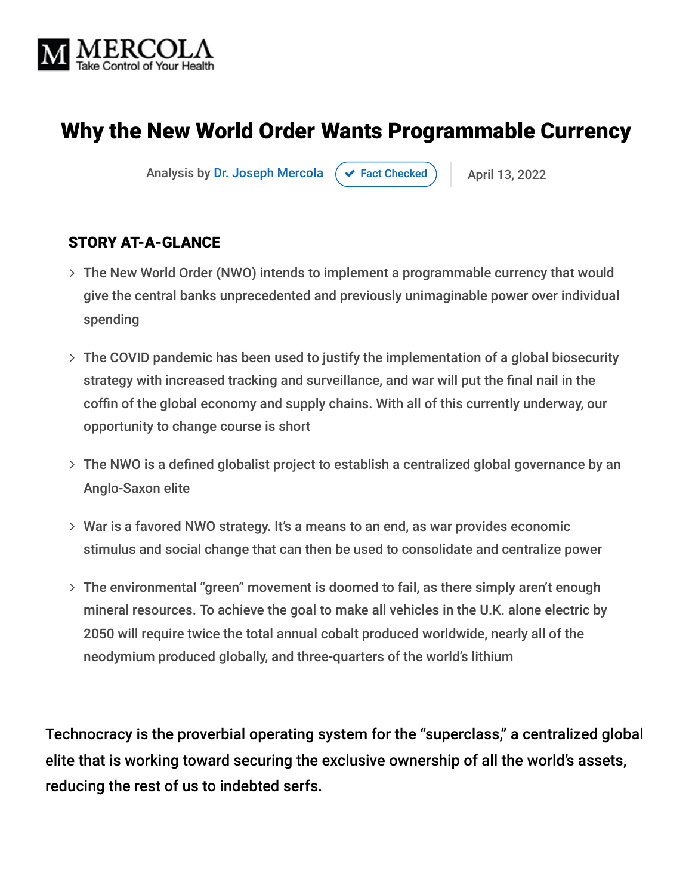MERCOLA
Take Control of Your Health

# Why the New World Order Wants Programmable Currency

Analysis by Dr. Joseph Mercola | Fact Checked | April 13, 2022

### STORY AT-A-GLANCE

- The New World Order (NWO) intends to implement a programmable currency that would give the central banks unprecedented and previously unimaginable power over individual spending
- The COVID pandemic has been used to justify the implementation of a global biosecurity strategy with increased tracking and surveillance, and war will put the final nail in the coffin of the global economy and supply chains. With all of this currently underway, our opportunity to change course is short
- The NWO is a defined globalist project to establish a centralized global governance by an Anglo-Saxon elite
- War is a favored NWO strategy. It's a means to an end, as war provides economic stimulus and social change that can then be used to consolidate and centralize power
- The environmental "green" movement is doomed to fail, as there simply aren't enough mineral resources. To achieve the goal to make all vehicles in the U.K. alone electric by 2050 will require twice the total annual cobalt produced worldwide, nearly all of the neodymium produced globally, and three-quarters of the world's lithium

Technocracy is the proverbial operating system for the "superclass," a centralized global elite that is working toward securing the exclusive ownership of all the world's assets, reducing the rest of us to indebted serfs.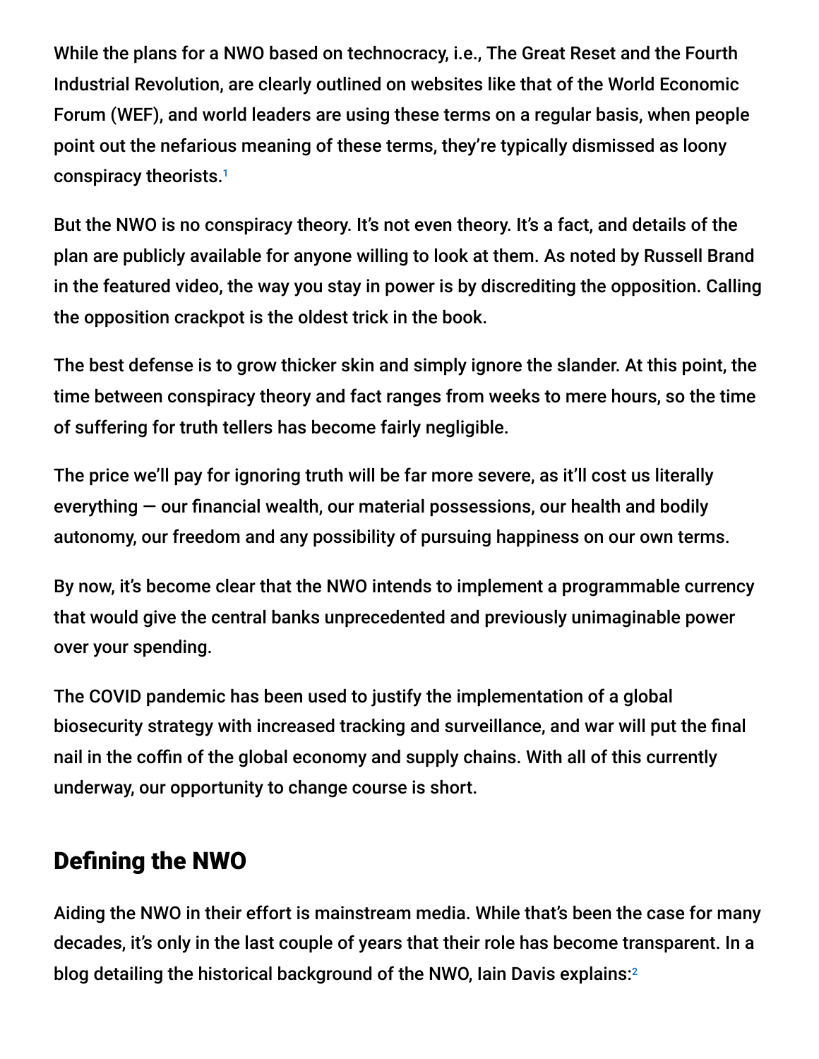While the plans for a NWO based on technocracy, i.e., The Great Reset and the Fourth Industrial Revolution, are clearly outlined on websites like that of the World Economic Forum (WEF), and world leaders are using these terms on a regular basis, when people point out the nefarious meaning of these terms, they're typically dismissed as loony conspiracy theorists.[1]

But the NWO is no conspiracy theory. It's not even theory. It's a fact, and details of the plan are publicly available for anyone willing to look at them. As noted by Russell Brand in the featured video, the way you stay in power is by discrediting the opposition. Calling the opposition crackpot is the oldest trick in the book.

The best defense is to grow thicker skin and simply ignore the slander. At this point, the time between conspiracy theory and fact ranges from weeks to mere hours, so the time of suffering for truth tellers has become fairly negligible.

The price we'll pay for ignoring truth will be far more severe, as it'll cost us literally everything — our financial wealth, our material possessions, our health and bodily autonomy, our freedom and any possibility of pursuing happiness on our own terms.

By now, it's become clear that the NWO intends to implement a programmable currency that would give the central banks unprecedented and previously unimaginable power over your spending.

The COVID pandemic has been used to justify the implementation of a global biosecurity strategy with increased tracking and surveillance, and war will put the final nail in the coffin of the global economy and supply chains. With all of this currently underway, our opportunity to change course is short.

## Defining the NWO

Aiding the NWO in their effort is mainstream media. While that's been the case for many decades, it's only in the last couple of years that their role has become transparent. In a blog detailing the historical background of the NWO, Iain Davis explains:[2]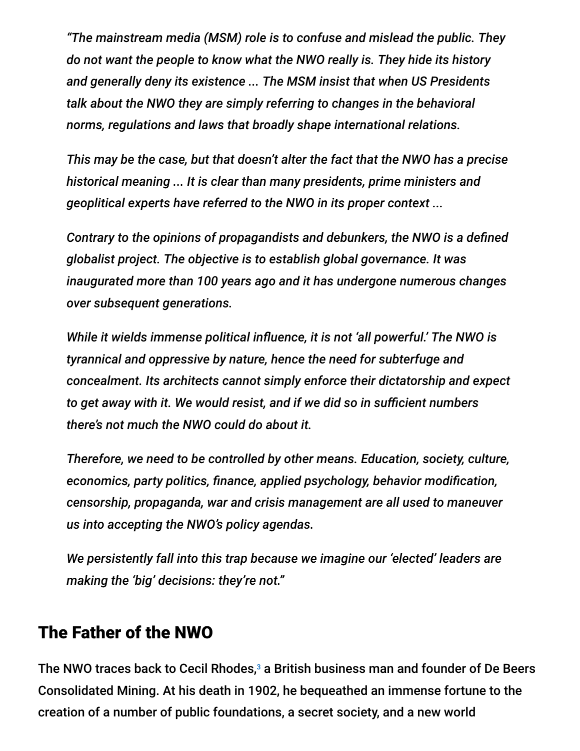*"The mainstream media (MSM) role is to confuse and mislead the public. They do not want the people to know what the NWO really is. They hide its history and generally deny its existence ... The MSM insist that when US Presidents talk about the NWO they are simply referring to changes in the behavioral norms, regulations and laws that broadly shape international relations.*

*This may be the case, but that doesn't alter the fact that the NWO has a precise historical meaning ... It is clear than many presidents, prime ministers and geoplitical experts have referred to the NWO in its proper context ...*

*Contrary to the opinions of propagandists and debunkers, the NWO is a defined globalist project. The objective is to establish global governance. It was inaugurated more than 100 years ago and it has undergone numerous changes over subsequent generations.*

*While it wields immense political influence, it is not 'all powerful.' The NWO is tyrannical and oppressive by nature, hence the need for subterfuge and concealment. Its architects cannot simply enforce their dictatorship and expect to get away with it. We would resist, and if we did so in sufficient numbers there's not much the NWO could do about it.*

*Therefore, we need to be controlled by other means. Education, society, culture, economics, party politics, finance, applied psychology, behavior modification, censorship, propaganda, war and crisis management are all used to maneuver us into accepting the NWO's policy agendas.*

*We persistently fall into this trap because we imagine our 'elected' leaders are making the 'big' decisions: they're not."*

## The Father of the NWO

The NWO traces back to Cecil Rhodes,[3] a British business man and founder of De Beers Consolidated Mining. At his death in 1902, he bequeathed an immense fortune to the creation of a number of public foundations, a secret society, and a new world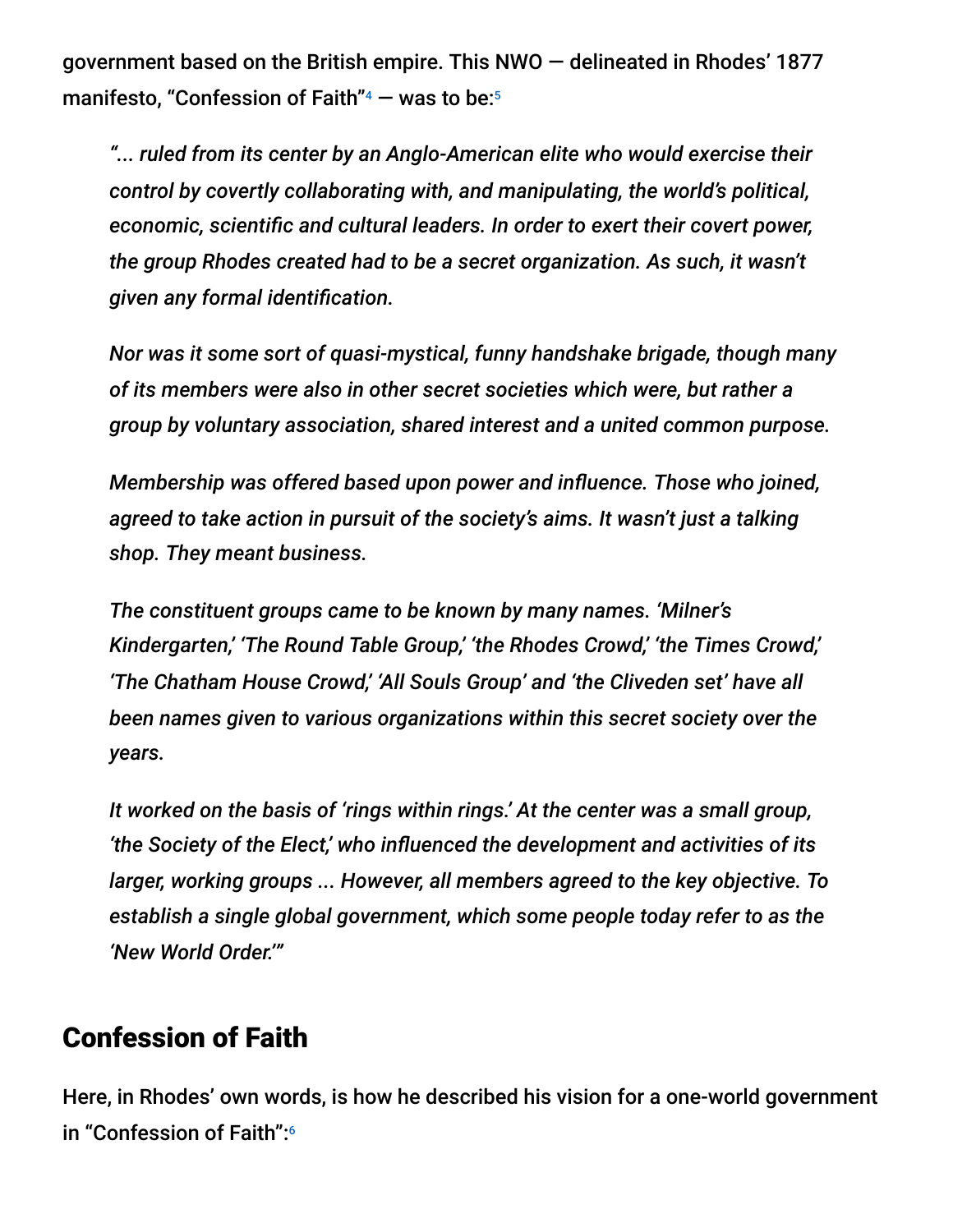government based on the British empire. This NWO — delineated in Rhodes' 1877 manifesto, "Confession of Faith"[4] — was to be:[5]

> *"... ruled from its center by an Anglo-American elite who would exercise their control by covertly collaborating with, and manipulating, the world's political, economic, scientific and cultural leaders. In order to exert their covert power, the group Rhodes created had to be a secret organization. As such, it wasn't given any formal identification.*
>
> *Nor was it some sort of quasi-mystical, funny handshake brigade, though many of its members were also in other secret societies which were, but rather a group by voluntary association, shared interest and a united common purpose.*
>
> *Membership was offered based upon power and influence. Those who joined, agreed to take action in pursuit of the society's aims. It wasn't just a talking shop. They meant business.*
>
> *The constituent groups came to be known by many names. 'Milner's Kindergarten,' 'The Round Table Group,' 'the Rhodes Crowd,' 'the Times Crowd,' 'The Chatham House Crowd,' 'All Souls Group' and 'the Cliveden set' have all been names given to various organizations within this secret society over the years.*
>
> *It worked on the basis of 'rings within rings.' At the center was a small group, 'the Society of the Elect,' who influenced the development and activities of its larger, working groups ... However, all members agreed to the key objective. To establish a single global government, which some people today refer to as the 'New World Order.'"*

## Confession of Faith

Here, in Rhodes' own words, is how he described his vision for a one-world government in "Confession of Faith":[6]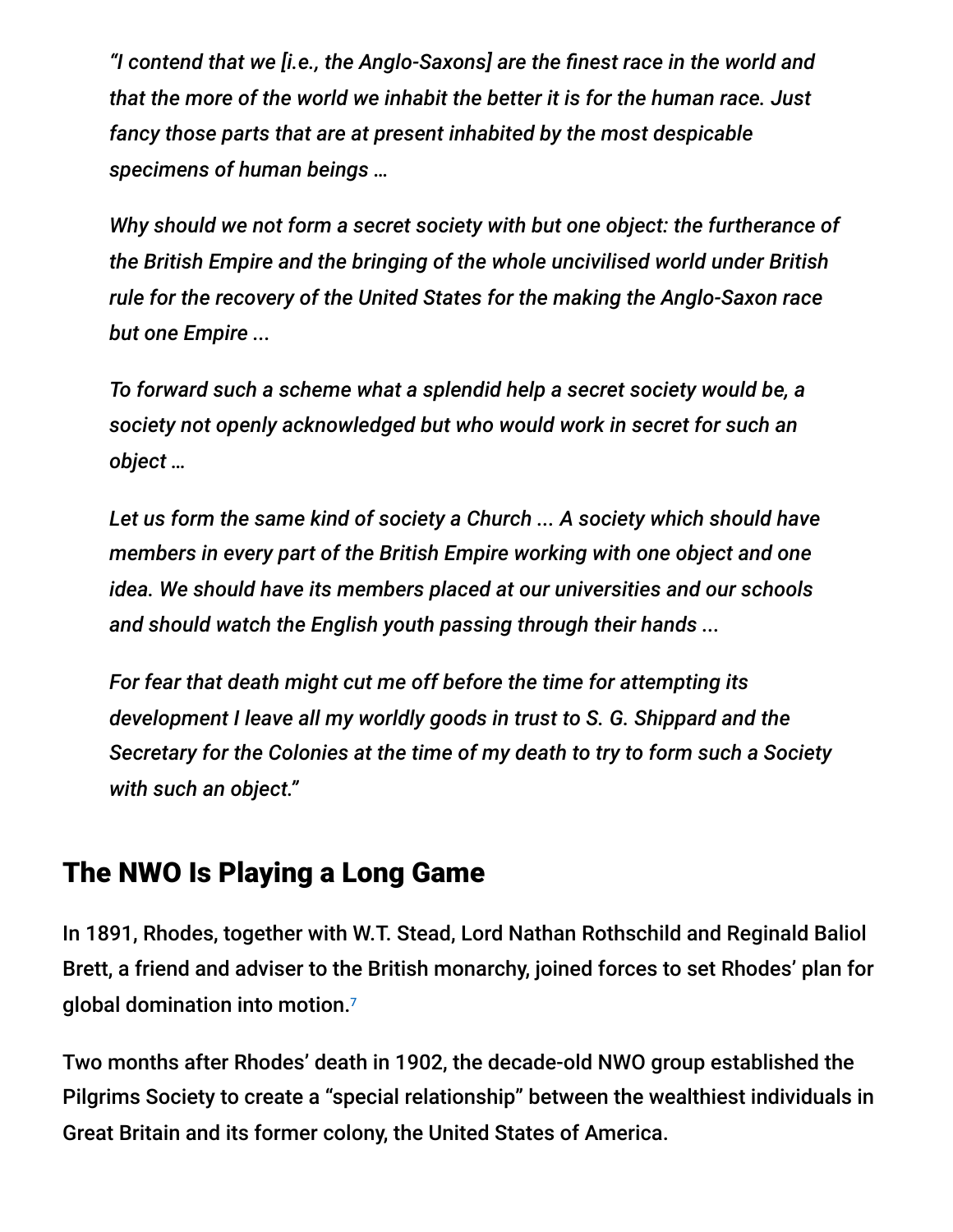*"I contend that we [i.e., the Anglo-Saxons] are the finest race in the world and that the more of the world we inhabit the better it is for the human race. Just fancy those parts that are at present inhabited by the most despicable specimens of human beings …*

*Why should we not form a secret society with but one object: the furtherance of the British Empire and the bringing of the whole uncivilised world under British rule for the recovery of the United States for the making the Anglo-Saxon race but one Empire ...*

*To forward such a scheme what a splendid help a secret society would be, a society not openly acknowledged but who would work in secret for such an object …*

*Let us form the same kind of society a Church ... A society which should have members in every part of the British Empire working with one object and one idea. We should have its members placed at our universities and our schools and should watch the English youth passing through their hands ...*

*For fear that death might cut me off before the time for attempting its development I leave all my worldly goods in trust to S. G. Shippard and the Secretary for the Colonies at the time of my death to try to form such a Society with such an object."*

## The NWO Is Playing a Long Game

In 1891, Rhodes, together with W.T. Stead, Lord Nathan Rothschild and Reginald Baliol Brett, a friend and adviser to the British monarchy, joined forces to set Rhodes' plan for global domination into motion.[7]

Two months after Rhodes' death in 1902, the decade-old NWO group established the Pilgrims Society to create a "special relationship" between the wealthiest individuals in Great Britain and its former colony, the United States of America.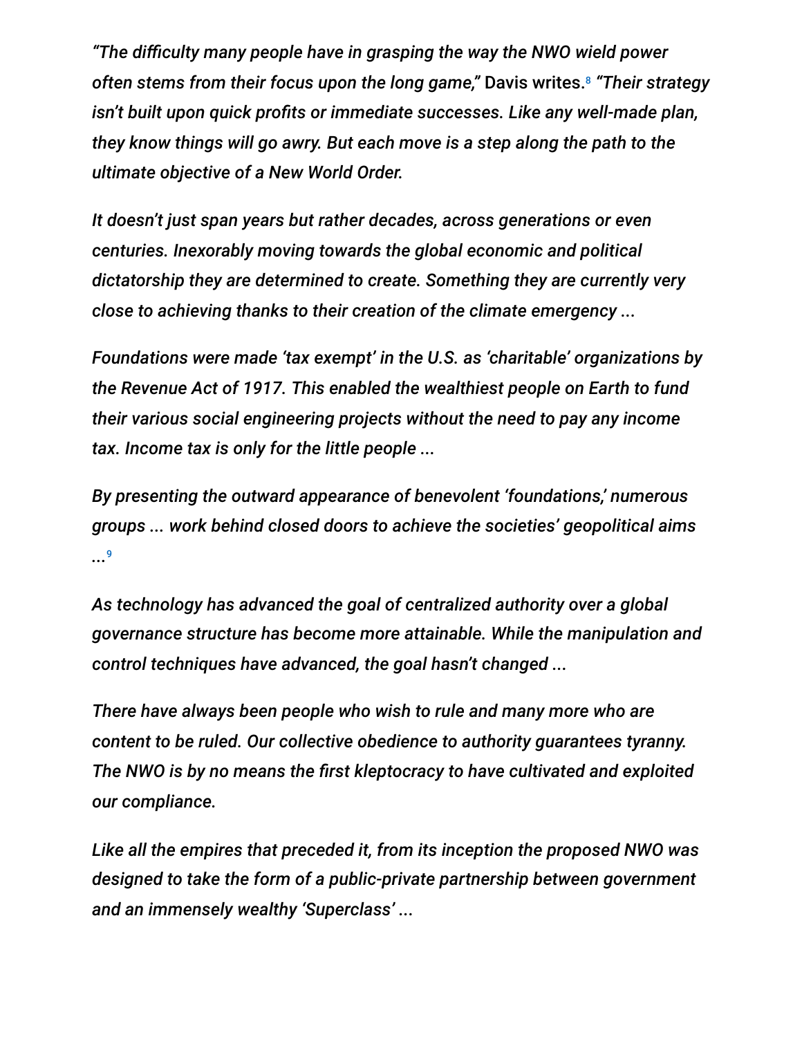*"The difficulty many people have in grasping the way the NWO wield power often stems from their focus upon the long game,"* Davis writes.[8] *"Their strategy isn't built upon quick profits or immediate successes. Like any well-made plan, they know things will go awry. But each move is a step along the path to the ultimate objective of a New World Order.*

*It doesn't just span years but rather decades, across generations or even centuries. Inexorably moving towards the global economic and political dictatorship they are determined to create. Something they are currently very close to achieving thanks to their creation of the climate emergency ...*

*Foundations were made 'tax exempt' in the U.S. as 'charitable' organizations by the Revenue Act of 1917. This enabled the wealthiest people on Earth to fund their various social engineering projects without the need to pay any income tax. Income tax is only for the little people ...*

*By presenting the outward appearance of benevolent 'foundations,' numerous groups ... work behind closed doors to achieve the societies' geopolitical aims ...*[9]

*As technology has advanced the goal of centralized authority over a global governance structure has become more attainable. While the manipulation and control techniques have advanced, the goal hasn't changed ...*

*There have always been people who wish to rule and many more who are content to be ruled. Our collective obedience to authority guarantees tyranny. The NWO is by no means the first kleptocracy to have cultivated and exploited our compliance.*

*Like all the empires that preceded it, from its inception the proposed NWO was designed to take the form of a public-private partnership between government and an immensely wealthy 'Superclass' ...*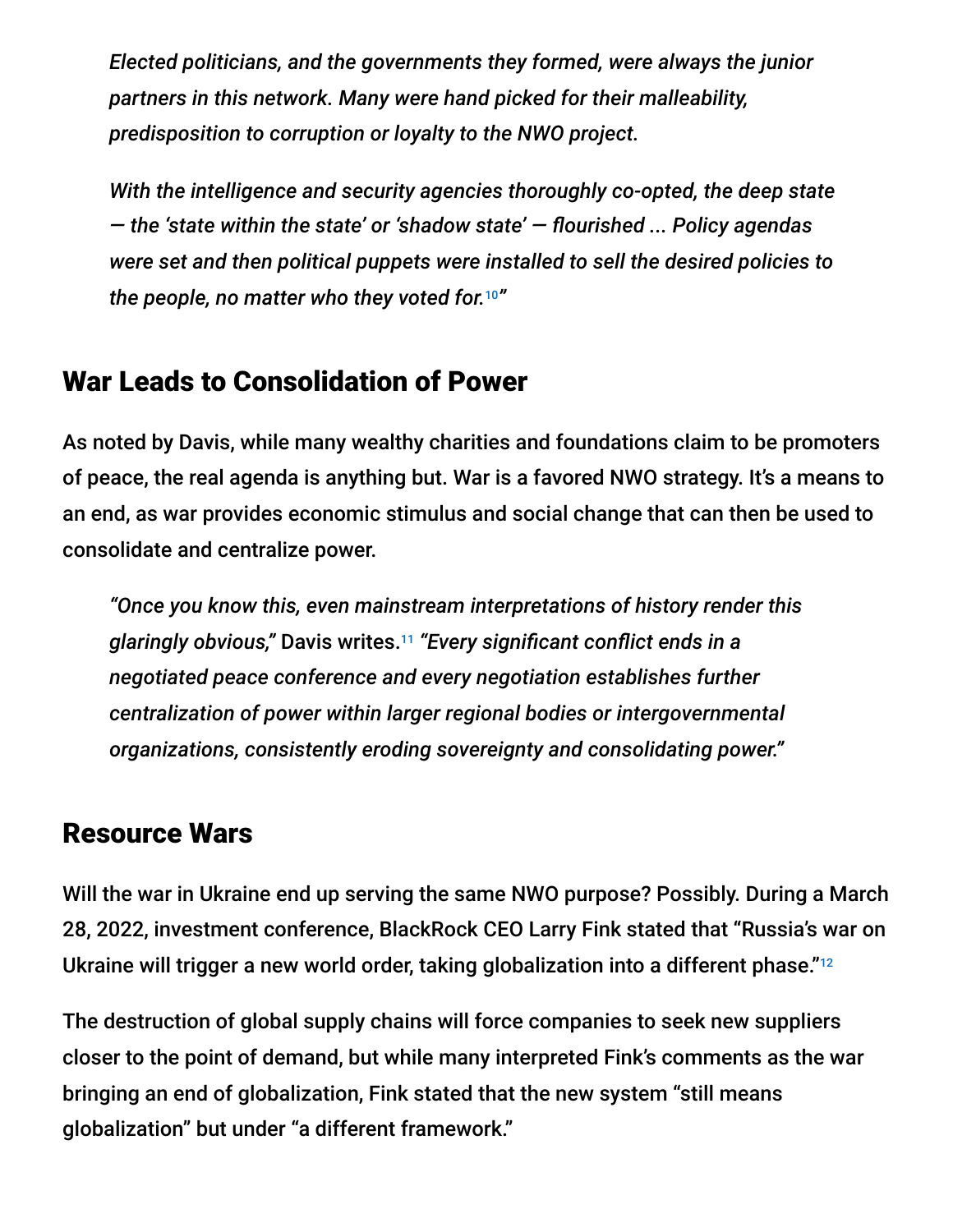> *Elected politicians, and the governments they formed, were always the junior partners in this network. Many were hand picked for their malleability, predisposition to corruption or loyalty to the NWO project.*
>
> *With the intelligence and security agencies thoroughly co-opted, the deep state — the 'state within the state' or 'shadow state' — flourished ... Policy agendas were set and then political puppets were installed to sell the desired policies to the people, no matter who they voted for.*[10]*"*

## War Leads to Consolidation of Power

As noted by Davis, while many wealthy charities and foundations claim to be promoters of peace, the real agenda is anything but. War is a favored NWO strategy. It's a means to an end, as war provides economic stimulus and social change that can then be used to consolidate and centralize power.

> *"Once you know this, even mainstream interpretations of history render this glaringly obvious,"* Davis writes.[11] *"Every significant conflict ends in a negotiated peace conference and every negotiation establishes further centralization of power within larger regional bodies or intergovernmental organizations, consistently eroding sovereignty and consolidating power."*

## Resource Wars

Will the war in Ukraine end up serving the same NWO purpose? Possibly. During a March 28, 2022, investment conference, BlackRock CEO Larry Fink stated that "Russia's war on Ukraine will trigger a new world order, taking globalization into a different phase."[12]

The destruction of global supply chains will force companies to seek new suppliers closer to the point of demand, but while many interpreted Fink's comments as the war bringing an end of globalization, Fink stated that the new system "still means globalization" but under "a different framework."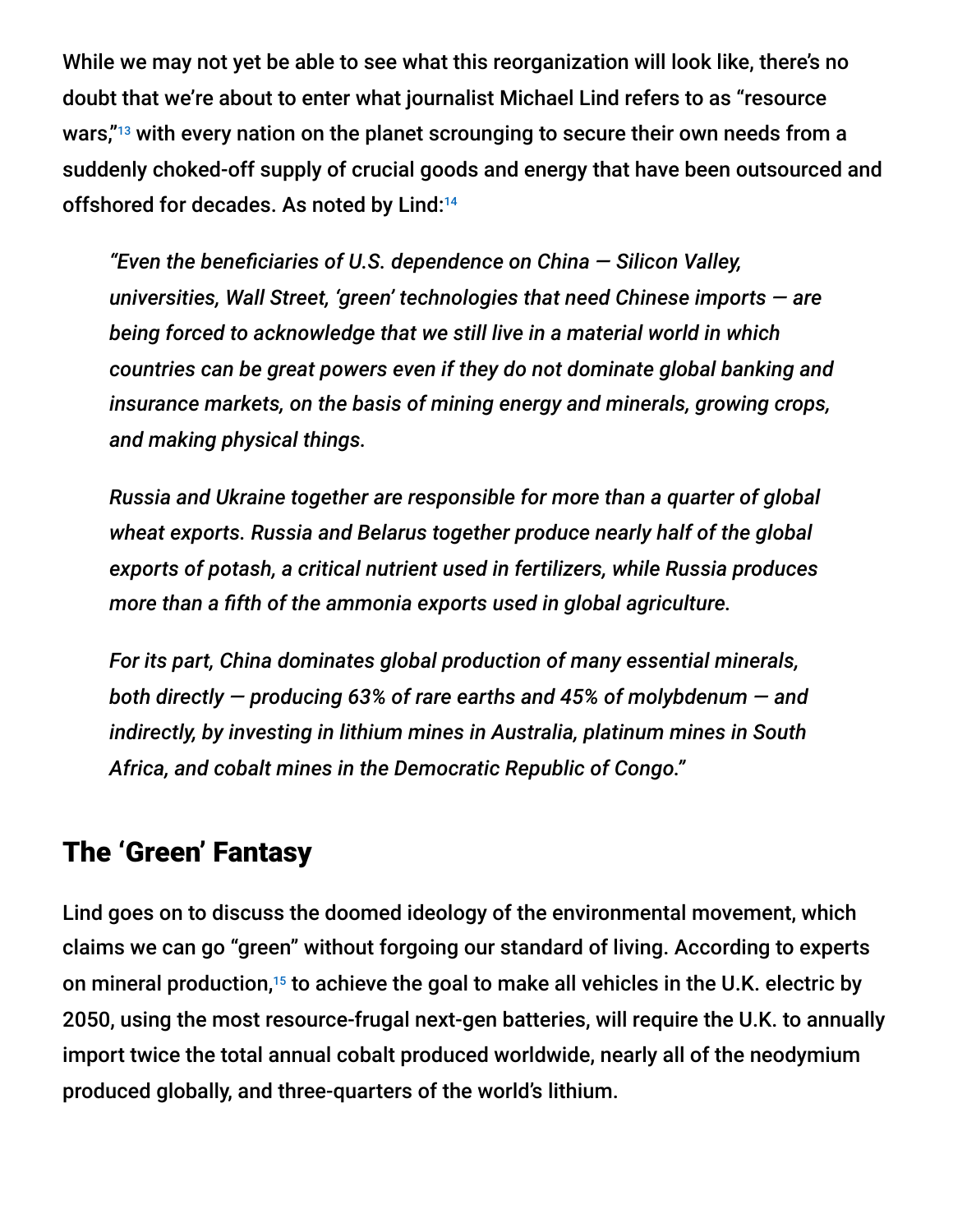While we may not yet be able to see what this reorganization will look like, there's no doubt that we're about to enter what journalist Michael Lind refers to as "resource wars,"[13] with every nation on the planet scrounging to secure their own needs from a suddenly choked-off supply of crucial goods and energy that have been outsourced and offshored for decades. As noted by Lind:[14]

> *"Even the beneficiaries of U.S. dependence on China — Silicon Valley, universities, Wall Street, 'green' technologies that need Chinese imports — are being forced to acknowledge that we still live in a material world in which countries can be great powers even if they do not dominate global banking and insurance markets, on the basis of mining energy and minerals, growing crops, and making physical things.*
>
> *Russia and Ukraine together are responsible for more than a quarter of global wheat exports. Russia and Belarus together produce nearly half of the global exports of potash, a critical nutrient used in fertilizers, while Russia produces more than a fifth of the ammonia exports used in global agriculture.*
>
> *For its part, China dominates global production of many essential minerals, both directly — producing 63% of rare earths and 45% of molybdenum — and indirectly, by investing in lithium mines in Australia, platinum mines in South Africa, and cobalt mines in the Democratic Republic of Congo."*

## The 'Green' Fantasy

Lind goes on to discuss the doomed ideology of the environmental movement, which claims we can go "green" without forgoing our standard of living. According to experts on mineral production,[15] to achieve the goal to make all vehicles in the U.K. electric by 2050, using the most resource-frugal next-gen batteries, will require the U.K. to annually import twice the total annual cobalt produced worldwide, nearly all of the neodymium produced globally, and three-quarters of the world's lithium.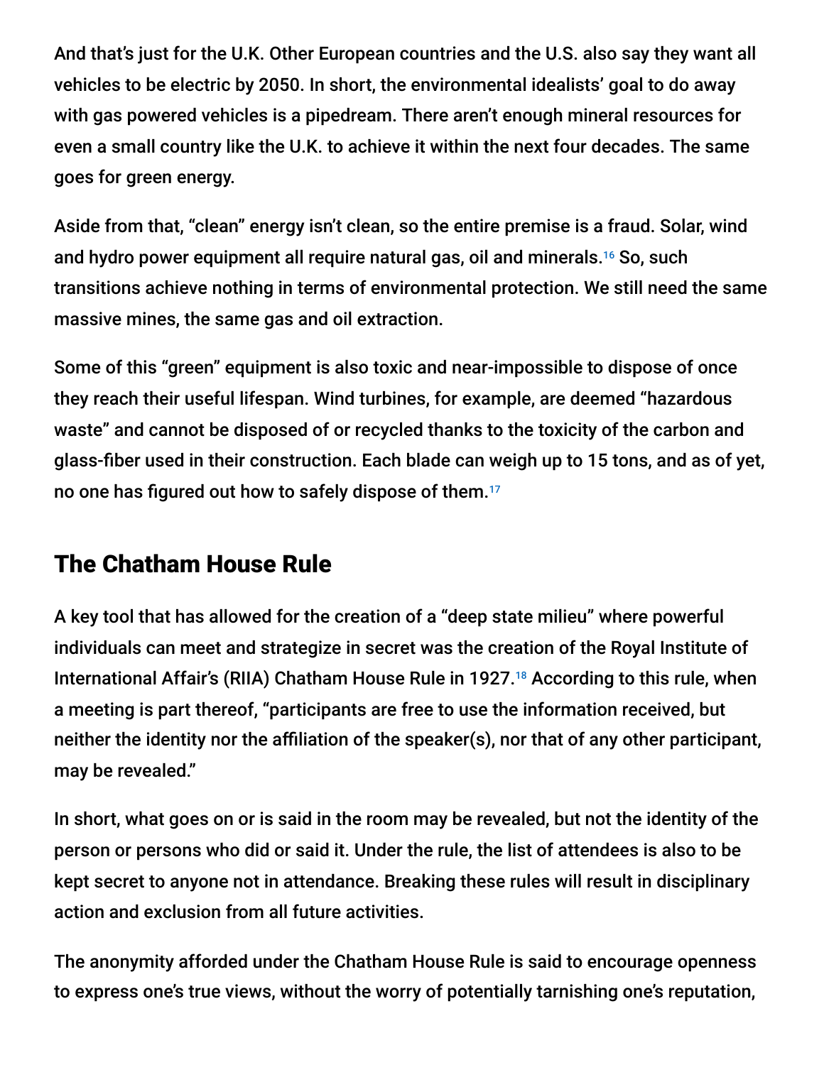And that's just for the U.K. Other European countries and the U.S. also say they want all vehicles to be electric by 2050. In short, the environmental idealists' goal to do away with gas powered vehicles is a pipedream. There aren't enough mineral resources for even a small country like the U.K. to achieve it within the next four decades. The same goes for green energy.

Aside from that, "clean" energy isn't clean, so the entire premise is a fraud. Solar, wind and hydro power equipment all require natural gas, oil and minerals.[16] So, such transitions achieve nothing in terms of environmental protection. We still need the same massive mines, the same gas and oil extraction.

Some of this "green" equipment is also toxic and near-impossible to dispose of once they reach their useful lifespan. Wind turbines, for example, are deemed "hazardous waste" and cannot be disposed of or recycled thanks to the toxicity of the carbon and glass-fiber used in their construction. Each blade can weigh up to 15 tons, and as of yet, no one has figured out how to safely dispose of them.[17]

## The Chatham House Rule

A key tool that has allowed for the creation of a "deep state milieu" where powerful individuals can meet and strategize in secret was the creation of the Royal Institute of International Affair's (RIIA) Chatham House Rule in 1927.[18] According to this rule, when a meeting is part thereof, "participants are free to use the information received, but neither the identity nor the affiliation of the speaker(s), nor that of any other participant, may be revealed."

In short, what goes on or is said in the room may be revealed, but not the identity of the person or persons who did or said it. Under the rule, the list of attendees is also to be kept secret to anyone not in attendance. Breaking these rules will result in disciplinary action and exclusion from all future activities.

The anonymity afforded under the Chatham House Rule is said to encourage openness to express one's true views, without the worry of potentially tarnishing one's reputation,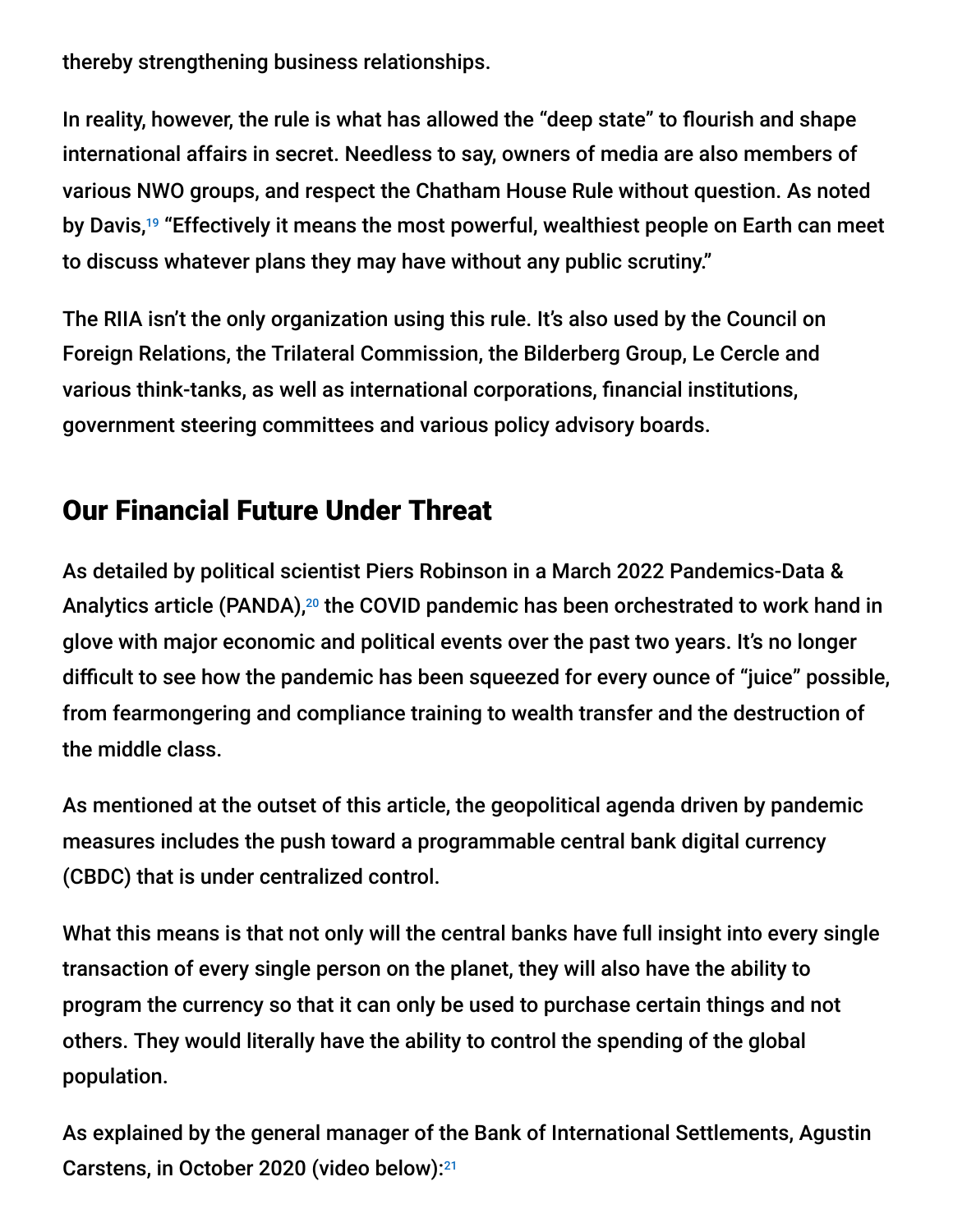thereby strengthening business relationships.

In reality, however, the rule is what has allowed the "deep state" to flourish and shape international affairs in secret. Needless to say, owners of media are also members of various NWO groups, and respect the Chatham House Rule without question. As noted by Davis,[19] "Effectively it means the most powerful, wealthiest people on Earth can meet to discuss whatever plans they may have without any public scrutiny."

The RIIA isn't the only organization using this rule. It's also used by the Council on Foreign Relations, the Trilateral Commission, the Bilderberg Group, Le Cercle and various think-tanks, as well as international corporations, financial institutions, government steering committees and various policy advisory boards.

## Our Financial Future Under Threat

As detailed by political scientist Piers Robinson in a March 2022 Pandemics-Data & Analytics article (PANDA),[20] the COVID pandemic has been orchestrated to work hand in glove with major economic and political events over the past two years. It's no longer difficult to see how the pandemic has been squeezed for every ounce of "juice" possible, from fearmongering and compliance training to wealth transfer and the destruction of the middle class.

As mentioned at the outset of this article, the geopolitical agenda driven by pandemic measures includes the push toward a programmable central bank digital currency (CBDC) that is under centralized control.

What this means is that not only will the central banks have full insight into every single transaction of every single person on the planet, they will also have the ability to program the currency so that it can only be used to purchase certain things and not others. They would literally have the ability to control the spending of the global population.

As explained by the general manager of the Bank of International Settlements, Agustin Carstens, in October 2020 (video below):[21]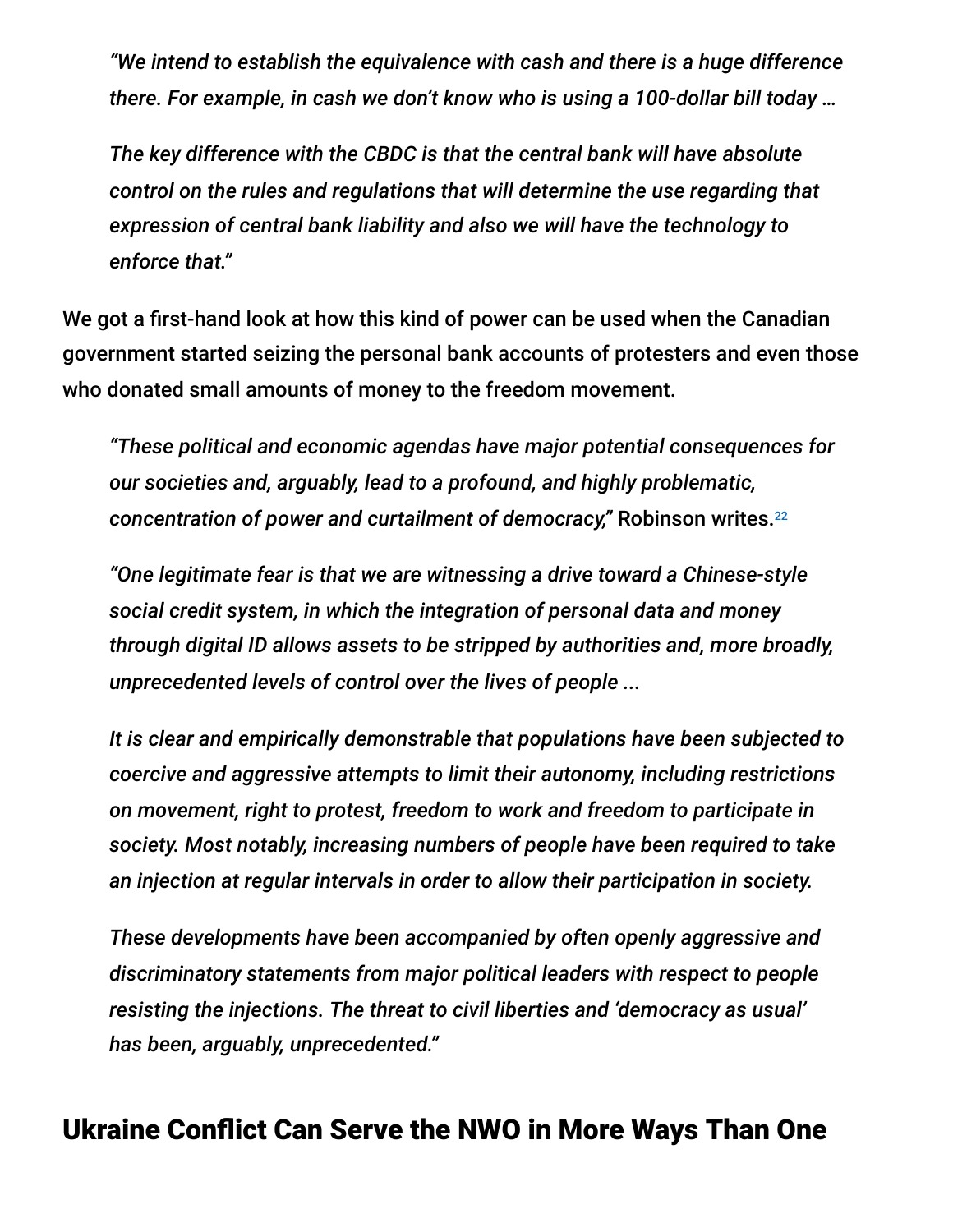> *"We intend to establish the equivalence with cash and there is a huge difference there. For example, in cash we don't know who is using a 100-dollar bill today …*
>
> *The key difference with the CBDC is that the central bank will have absolute control on the rules and regulations that will determine the use regarding that expression of central bank liability and also we will have the technology to enforce that."*

We got a first-hand look at how this kind of power can be used when the Canadian government started seizing the personal bank accounts of protesters and even those who donated small amounts of money to the freedom movement.

> *"These political and economic agendas have major potential consequences for our societies and, arguably, lead to a profound, and highly problematic, concentration of power and curtailment of democracy,"* Robinson writes.[22]
>
> *"One legitimate fear is that we are witnessing a drive toward a Chinese-style social credit system, in which the integration of personal data and money through digital ID allows assets to be stripped by authorities and, more broadly, unprecedented levels of control over the lives of people ...*
>
> *It is clear and empirically demonstrable that populations have been subjected to coercive and aggressive attempts to limit their autonomy, including restrictions on movement, right to protest, freedom to work and freedom to participate in society. Most notably, increasing numbers of people have been required to take an injection at regular intervals in order to allow their participation in society.*
>
> *These developments have been accompanied by often openly aggressive and discriminatory statements from major political leaders with respect to people resisting the injections. The threat to civil liberties and 'democracy as usual' has been, arguably, unprecedented."*

## Ukraine Conflict Can Serve the NWO in More Ways Than One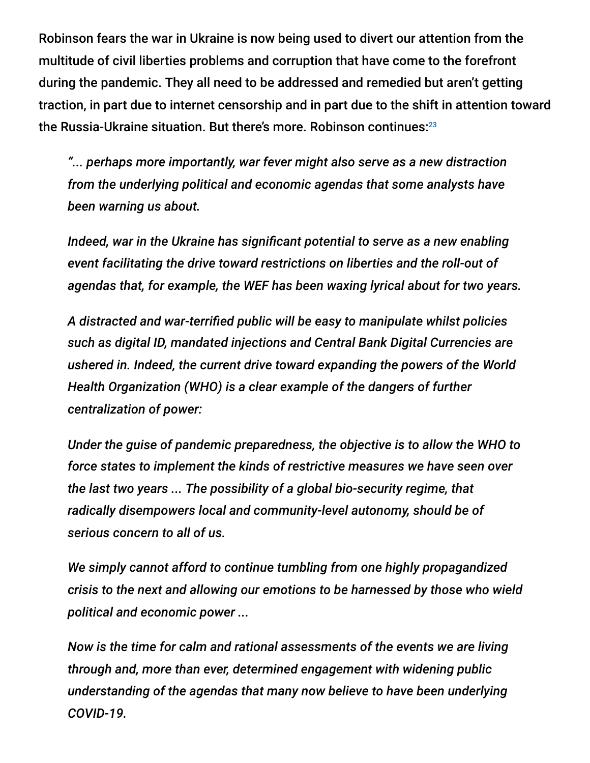Robinson fears the war in Ukraine is now being used to divert our attention from the multitude of civil liberties problems and corruption that have come to the forefront during the pandemic. They all need to be addressed and remedied but aren't getting traction, in part due to internet censorship and in part due to the shift in attention toward the Russia-Ukraine situation. But there's more. Robinson continues:[23]

> *"... perhaps more importantly, war fever might also serve as a new distraction from the underlying political and economic agendas that some analysts have been warning us about.*
>
> *Indeed, war in the Ukraine has significant potential to serve as a new enabling event facilitating the drive toward restrictions on liberties and the roll-out of agendas that, for example, the WEF has been waxing lyrical about for two years.*
>
> *A distracted and war-terrified public will be easy to manipulate whilst policies such as digital ID, mandated injections and Central Bank Digital Currencies are ushered in. Indeed, the current drive toward expanding the powers of the World Health Organization (WHO) is a clear example of the dangers of further centralization of power:*
>
> *Under the guise of pandemic preparedness, the objective is to allow the WHO to force states to implement the kinds of restrictive measures we have seen over the last two years ... The possibility of a global bio-security regime, that radically disempowers local and community-level autonomy, should be of serious concern to all of us.*
>
> *We simply cannot afford to continue tumbling from one highly propagandized crisis to the next and allowing our emotions to be harnessed by those who wield political and economic power ...*
>
> *Now is the time for calm and rational assessments of the events we are living through and, more than ever, determined engagement with widening public understanding of the agendas that many now believe to have been underlying COVID-19.*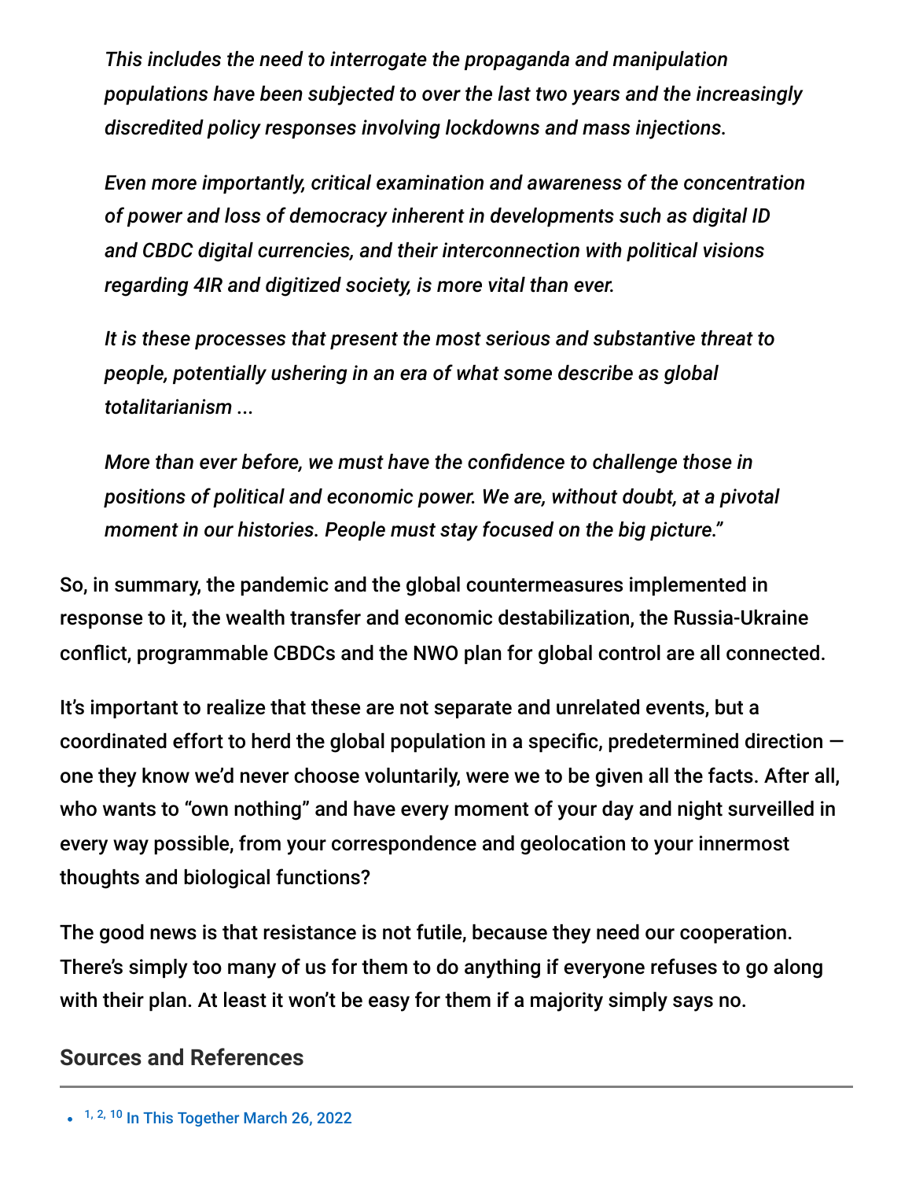> *This includes the need to interrogate the propaganda and manipulation populations have been subjected to over the last two years and the increasingly discredited policy responses involving lockdowns and mass injections.*
>
> *Even more importantly, critical examination and awareness of the concentration of power and loss of democracy inherent in developments such as digital ID and CBDC digital currencies, and their interconnection with political visions regarding 4IR and digitized society, is more vital than ever.*
>
> *It is these processes that present the most serious and substantive threat to people, potentially ushering in an era of what some describe as global totalitarianism ...*
>
> *More than ever before, we must have the confidence to challenge those in positions of political and economic power. We are, without doubt, at a pivotal moment in our histories. People must stay focused on the big picture."*

So, in summary, the pandemic and the global countermeasures implemented in response to it, the wealth transfer and economic destabilization, the Russia-Ukraine conflict, programmable CBDCs and the NWO plan for global control are all connected.

It's important to realize that these are not separate and unrelated events, but a coordinated effort to herd the global population in a specific, predetermined direction — one they know we'd never choose voluntarily, were we to be given all the facts. After all, who wants to "own nothing" and have every moment of your day and night surveilled in every way possible, from your correspondence and geolocation to your innermost thoughts and biological functions?

The good news is that resistance is not futile, because they need our cooperation. There's simply too many of us for them to do anything if everyone refuses to go along with their plan. At least it won't be easy for them if a majority simply says no.

## Sources and References

- [1, 2, 10] In This Together March 26, 2022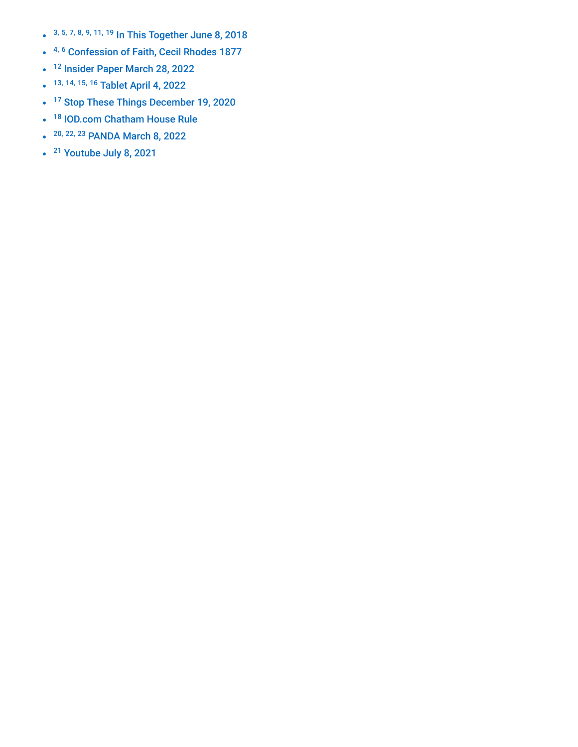- [3, 5, 7, 8, 9, 11, 19] In This Together June 8, 2018
- [4, 6] Confession of Faith, Cecil Rhodes 1877
- [12] Insider Paper March 28, 2022
- [13, 14, 15, 16] Tablet April 4, 2022
- [17] Stop These Things December 19, 2020
- [18] IOD.com Chatham House Rule
- [20, 22, 23] PANDA March 8, 2022
- [21] Youtube July 8, 2021